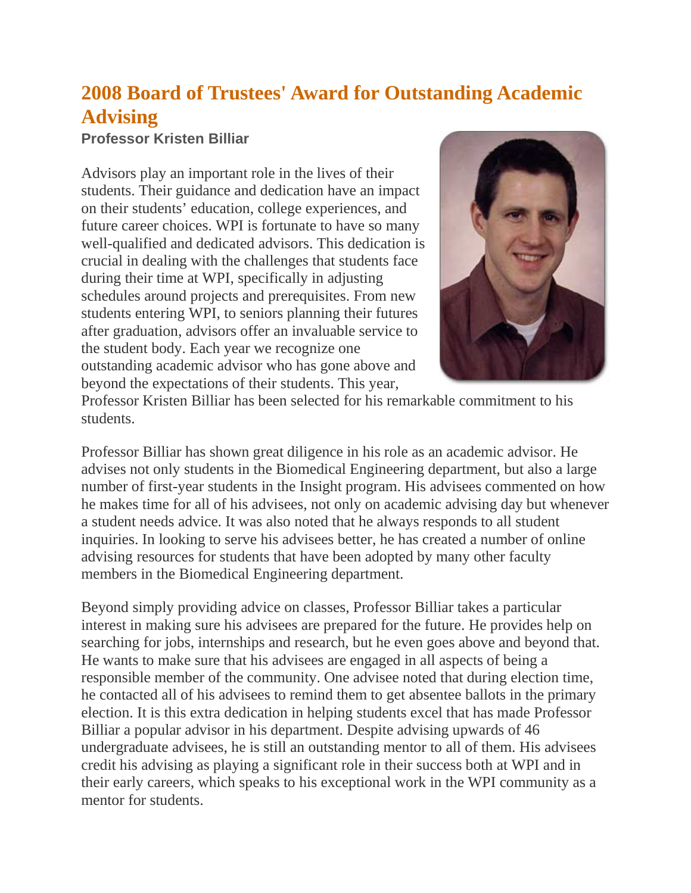# 2008 Board of Trustees' Award for Outstanding Academic Advising

### Professor Kristen Billiar

Advisors play an important role in the lives of their students. Their guidance and dedication have an impact on their students' education, college experiences, and future career choices. WPI is fortunate to have so many well-qualified and dedicated advisors. This dedication is crucial in dealing with the challenges that students face during their time at WPI, specifically in adjusting schedules around projects and prerequisites. From new students entering WPI, to seniors planning their futures after graduation, advisors offer an invaluable service to the student body. Each year we recognize one outstanding academic advisor who has gone above and beyond the expectations of their students. This year, Professor Kristen Billiar has been selected for his remarkable commitment to his students.

Professor Billiar has shown great diligence in his role as an academic advisor. He advises not only students in the Biomedical Engineering department, but also a large number of first-year students in the Insight program. His advisees commented on how he makes time for all of his advisees, not only on academic advising day but whenever a student needs advice. It was also noted that he always responds to all student inquiries. In looking to serve his advisees better, he has created a number of online advising resources for students that have been adopted by many other faculty members in the Biomedical Engineering department.

Beyond simply providing advice on classes, Professor Billiar takes a particular interest in making sure his advisees are prepared for the future. He provides help on searching for jobs, internships and research, but he even goes above and beyond that. He wants to make sure that his advisees are engaged in all aspects of being a responsible member of the community. One advisee noted that during election time, he contacted all of his advisees to remind them to get absentee ballots in the primary election. It is this extra dedication in helping students excel that has made Professor Billiar a popular advisor in his department. Despite advising upwards of 46 undergraduate advisees, he is still an outstanding mentor to all of them. His advisees credit his advising as playing a significant role in their success both at WPI and in their early careers, which speaks to his exceptional work in the WPI community as a mentor for students.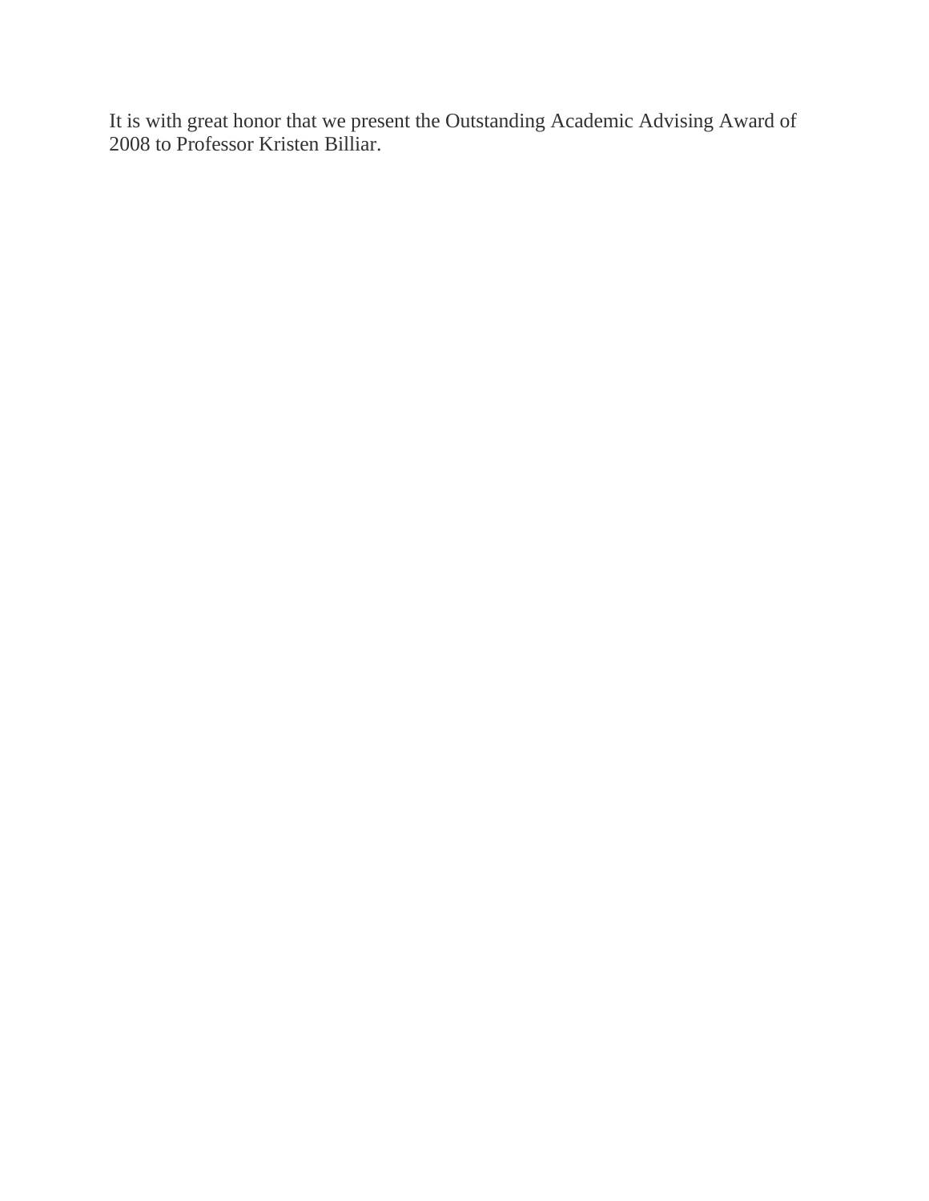It is with great honor that we present the Outstanding Academic Advising Award of 2008 to Professor Kristen Billiar.